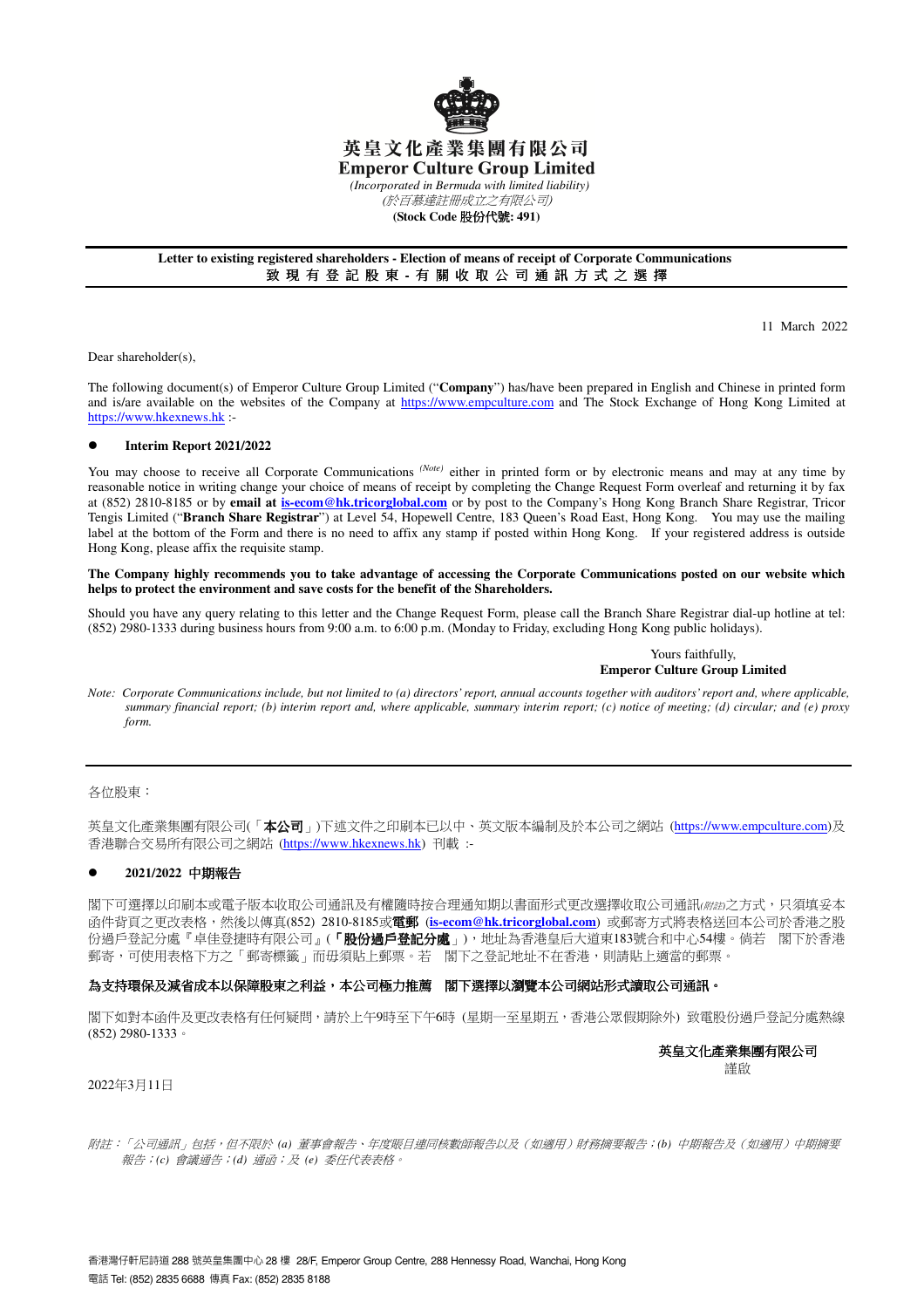# 英皇文化產業集團有限公司
# Emperor Culture Group Limited

*(Incorporated in Bermuda with limited liability)*
*(於百慕達註冊成立之有限公司)*
**(Stock Code 股份代號: 491)**

---

**Letter to existing registered shareholders - Election of means of receipt of Corporate Communications**
**致現有登記股東 - 有關收取公司通訊方式之選擇**

---

11 March 2022

Dear shareholder(s),

The following document(s) of Emperor Culture Group Limited ("**Company**") has/have been prepared in English and Chinese in printed form and is/are available on the websites of the Company at https://www.empculture.com and The Stock Exchange of Hong Kong Limited at https://www.hkexnews.hk :-

- **Interim Report 2021/2022**

You may choose to receive all Corporate Communications *(Note)* either in printed form or by electronic means and may at any time by reasonable notice in writing change your choice of means of receipt by completing the Change Request Form overleaf and returning it by fax at (852) 2810-8185 or by **email at is-ecom@hk.tricorglobal.com** or by post to the Company's Hong Kong Branch Share Registrar, Tricor Tengis Limited ("**Branch Share Registrar**") at Level 54, Hopewell Centre, 183 Queen's Road East, Hong Kong. You may use the mailing label at the bottom of the Form and there is no need to affix any stamp if posted within Hong Kong. If your registered address is outside Hong Kong, please affix the requisite stamp.

**The Company highly recommends you to take advantage of accessing the Corporate Communications posted on our website which helps to protect the environment and save costs for the benefit of the Shareholders.**

Should you have any query relating to this letter and the Change Request Form, please call the Branch Share Registrar dial-up hotline at tel: (852) 2980-1333 during business hours from 9:00 a.m. to 6:00 p.m. (Monday to Friday, excluding Hong Kong public holidays).

Yours faithfully,
**Emperor Culture Group Limited**

*Note: Corporate Communications include, but not limited to (a) directors' report, annual accounts together with auditors' report and, where applicable, summary financial report; (b) interim report and, where applicable, summary interim report; (c) notice of meeting; (d) circular; and (e) proxy form.*

---

各位股東：

英皇文化產業集團有限公司(「**本公司**」)下述文件之印刷本已以中、英文版本編制及於本公司之網站 (https://www.empculture.com)及香港聯合交易所有限公司之網站 (https://www.hkexnews.hk) 刊載 :-

- **2021/2022 中期報告**

閣下可選擇以印刷本或電子版本收取公司通訊及有權隨時按合理通知期以書面形式更改選擇收取公司通訊*(附註)*之方式，只須填妥本函件背頁之更改表格，然後以傳真(852) 2810-8185或**電郵** (**is-ecom@hk.tricorglobal.com**) 或郵寄方式將表格送回本公司於香港之股份過戶登記分處『卓佳登捷時有限公司』(「**股份過戶登記分處**」)，地址為香港皇后大道東183號合和中心54樓。倘若 閣下於香港郵寄，可使用表格下方之「郵寄標籤」而毋須貼上郵票。若 閣下之登記地址不在香港，則請貼上適當的郵票。

**為支持環保及減省成本以保障股東之利益，本公司極力推薦 閣下選擇以瀏覽本公司網站形式讀取公司通訊。**

閣下如對本函件及更改表格有任何疑問，請於上午9時至下午6時 (星期一至星期五，香港公眾假期除外) 致電股份過戶登記分處熱線 (852) 2980-1333。

**英皇文化產業集團有限公司**
謹啟

2022年3月11日

*附註：「公司通訊」包括，但不限於 (a) 董事會報告、年度賬目連同核數師報告以及（如適用）財務摘要報告；(b) 中期報告及（如適用）中期摘要報告；(c) 會議通告；(d) 通函；及 (e) 委任代表表格。*

香港灣仔軒尼詩道 288 號英皇集團中心 28 樓 28/F, Emperor Group Centre, 288 Hennessy Road, Wanchai, Hong Kong
電話 Tel: (852) 2835 6688 傳真 Fax: (852) 2835 8188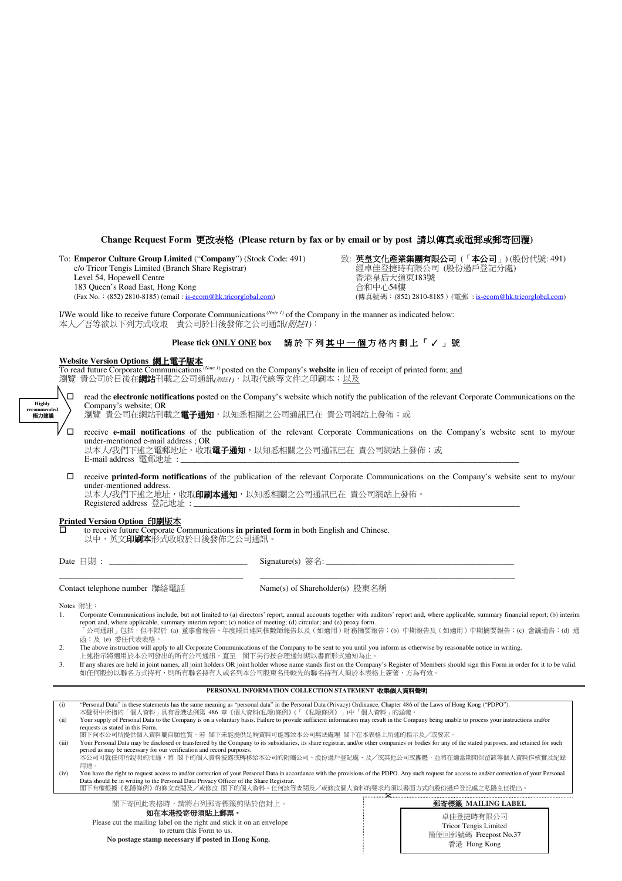## Change Request Form 更改表格 (Please return by fax or by email or by post 請以傳真或電郵或郵寄回覆)

To: **Emperor Culture Group Limited** ("**Company**") (Stock Code: 491)
c/o Tricor Tengis Limited (Branch Share Registrar)
Level 54, Hopewell Centre
183 Queen's Road East, Hong Kong
(Fax No.：(852) 2810-8185) (email : is-ecom@hk.tricorglobal.com)

致: **英皇文化產業集團有限公司**（「**本公司**」）(股份代號: 491)
經卓佳登捷時有限公司 (股份過戶登記分處)
香港皇后大道東183號
合和中心54樓
(傳真號碼：(852) 2810-8185）(電郵 ：is-ecom@hk.tricorglobal.com)

I/We would like to receive future Corporate Communications *(Note 1)* of the Company in the manner as indicated below:
本人／吾等欲以下列方式收取 貴公司於日後發佈之公司通訊*(附註1)*：

**Please tick ONLY ONE box 請於下列其中一個方格內劃上「✓」號**

**Website Version Options 網上電子版本**
To read future Corporate Communications *(Note 1)* posted on the Company's **website** in lieu of receipt of printed form; and
瀏覽 貴公司於日後在**網站**刊載之公司通訊*(附註1)*，以取代該等文件之印刷本；以及

**Highly recommended 極力建議**

☐ read the **electronic notifications** posted on the Company's website which notify the publication of the relevant Corporate Communications on the Company's website; OR
瀏覽 貴公司在網站刊載之**電子通知**，以知悉相關之公司通訊已在 貴公司網站上發佈；或

☐ receive **e-mail notifications** of the publication of the relevant Corporate Communications on the Company's website sent to my/our under-mentioned e-mail address ; OR
以本人/我們下述之電郵地址，收取**電子通知**，以知悉相關之公司通訊已在 貴公司網站上發佈；或
E-mail address 電郵地址 ：\_\_\_\_\_\_\_\_\_\_\_\_\_\_\_\_\_\_\_\_\_\_\_\_\_\_\_\_\_\_\_\_\_\_\_\_\_\_\_\_

☐ receive **printed-form notifications** of the publication of the relevant Corporate Communications on the Company's website sent to my/our under-mentioned address.
以本人/我們下述之地址，收取**印刷本通知**，以知悉相關之公司通訊已在 貴公司網站上發佈。
Registered address 登記地址 ：\_\_\_\_\_\_\_\_\_\_\_\_\_\_\_\_\_\_\_\_\_\_\_\_\_\_\_\_\_\_\_\_\_\_\_\_\_\_\_\_

**Printed Version Option 印刷版本**

☐ to receive future Corporate Communications **in printed form** in both English and Chinese.
以中、英文**印刷本**形式收取於日後發佈之公司通訊。

Date 日期 ：\_\_\_\_\_\_\_\_\_\_\_\_\_\_\_\_\_\_\_\_ Signature(s) 簽名: \_\_\_\_\_\_\_\_\_\_\_\_\_\_\_\_\_\_\_\_

\_\_\_\_\_\_\_\_\_\_\_\_\_\_\_\_\_\_\_\_ \_\_\_\_\_\_\_\_\_\_\_\_\_\_\_\_\_\_\_\_

Contact telephone number 聯絡電話 Name(s) of Shareholder(s) 股東名稱

Notes 附註：

1. Corporate Communications include, but not limited to (a) directors' report, annual accounts together with auditors' report and, where applicable, summary financial report; (b) interim report and, where applicable, summary interim report; (c) notice of meeting; (d) circular; and (e) proxy form.
「公司通訊」包括，但不限於 (a) 董事會報告、年度賬目連同核數師報告以及（如適用）財務摘要報告；(b) 中期報告及（如適用）中期摘要報告；(c) 會議通告；(d) 通函；及 (e) 委任代表表格。
2. The above instruction will apply to all Corporate Communications of the Company to be sent to you until you inform us otherwise by reasonable notice in writing.
上述指示將適用於本公司發出的所有公司通訊，直至 閣下另行按合理通知期以書面形式通知為止。
3. If any shares are held in joint names, all joint holders OR joint holder whose name stands first on the Company's Register of Members should sign this Form in order for it to be valid.
如任何股份以聯名方式持有，則所有聯名持有人或名列本公司股東名冊較先的聯名持有人須於本表格上簽署，方為有效。

**PERSONAL INFORMATION COLLECTION STATEMENT 收集個人資料聲明**

(i) "Personal Data" in these statements has the same meaning as "personal data" in the Personal Data (Privacy) Ordinance, Chapter 486 of the Laws of Hong Kong ("PDPO").
本聲明中所指的「個人資料」具有香港法例第 486 章《個人資料(私隱)條例》(「《私隱條例》」)中「個人資料」的涵義。

(ii) Your supply of Personal Data to the Company is on a voluntary basis. Failure to provide sufficient information may result in the Company being unable to process your instructions and/or requests as stated in this Form.
閣下向本公司所提供個人資料屬自願性質。若 閣下未能提供足夠資料可能導致本公司無法處理 閣下在本表格上所述的指示及／或要求。

(iii) Your Personal Data may be disclosed or transferred by the Company to its subsidiaries, its share registrar, and/or other companies or bodies for any of the stated purposes, and retained for such period as may be necessary for our verification and record purposes.
本公司可就任何所說明的用途，將 閣下的個人資料披露或轉移給本公司的附屬公司、股份過戶登記處、及／或其他公司或團體，並將在適當期間保留該等個人資料作核實及紀錄用途。

(iv) You have the right to request access to and/or correction of your Personal Data in accordance with the provisions of the PDPO. Any such request for access to and/or correction of your Personal Data should be in writing to the Personal Data Privacy Officer of the Share Registrar.
閣下有權根據《私隱條例》的條文查閱及／或修改 閣下的個人資料。任何該等查閱及／或修改個人資料的要求均須以書面方式向股份過戶登記處之私隱主任提出。

閣下寄回此表格時，請將右列郵寄標籤剪貼於信封上。
**如在本港投寄毋須貼上郵票。**
Please cut the mailing label on the right and stick it on an envelope to return this Form to us.
**No postage stamp necessary if posted in Hong Kong.**

**郵寄標籤 MAILING LABEL**

卓佳登捷時有限公司
Tricor Tengis Limited
簡便回郵號碼 Freepost No.37
香港 Hong Kong